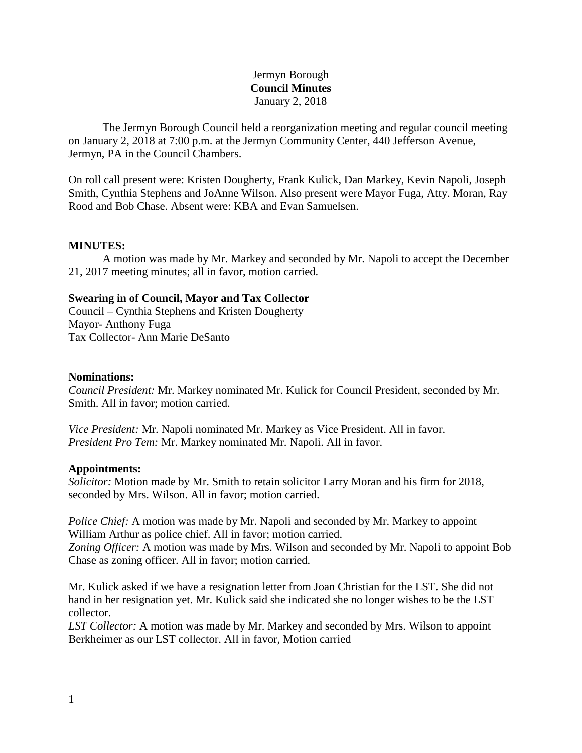Jermyn Borough
**Council Minutes**
January 2, 2018

The Jermyn Borough Council held a reorganization meeting and regular council meeting on January 2, 2018 at 7:00 p.m. at the Jermyn Community Center, 440 Jefferson Avenue, Jermyn, PA in the Council Chambers.

On roll call present were: Kristen Dougherty, Frank Kulick, Dan Markey, Kevin Napoli, Joseph Smith, Cynthia Stephens and JoAnne Wilson. Also present were Mayor Fuga, Atty. Moran, Ray Rood and Bob Chase. Absent were: KBA and Evan Samuelsen.

**MINUTES:**

A motion was made by Mr. Markey and seconded by Mr. Napoli to accept the December 21, 2017 meeting minutes; all in favor, motion carried.

**Swearing in of Council, Mayor and Tax Collector**

Council – Cynthia Stephens and Kristen Dougherty
Mayor- Anthony Fuga
Tax Collector- Ann Marie DeSanto

**Nominations:**

*Council President:* Mr. Markey nominated Mr. Kulick for Council President, seconded by Mr. Smith. All in favor; motion carried.

*Vice President:* Mr. Napoli nominated Mr. Markey as Vice President. All in favor.
*President Pro Tem:* Mr. Markey nominated Mr. Napoli. All in favor.

**Appointments:**

*Solicitor:* Motion made by Mr. Smith to retain solicitor Larry Moran and his firm for 2018, seconded by Mrs. Wilson. All in favor; motion carried.

*Police Chief:* A motion was made by Mr. Napoli and seconded by Mr. Markey to appoint William Arthur as police chief. All in favor; motion carried.
*Zoning Officer:* A motion was made by Mrs. Wilson and seconded by Mr. Napoli to appoint Bob Chase as zoning officer. All in favor; motion carried.

Mr. Kulick asked if we have a resignation letter from Joan Christian for the LST. She did not hand in her resignation yet. Mr. Kulick said she indicated she no longer wishes to be the LST collector.
*LST Collector:* A motion was made by Mr. Markey and seconded by Mrs. Wilson to appoint Berkheimer as our LST collector. All in favor, Motion carried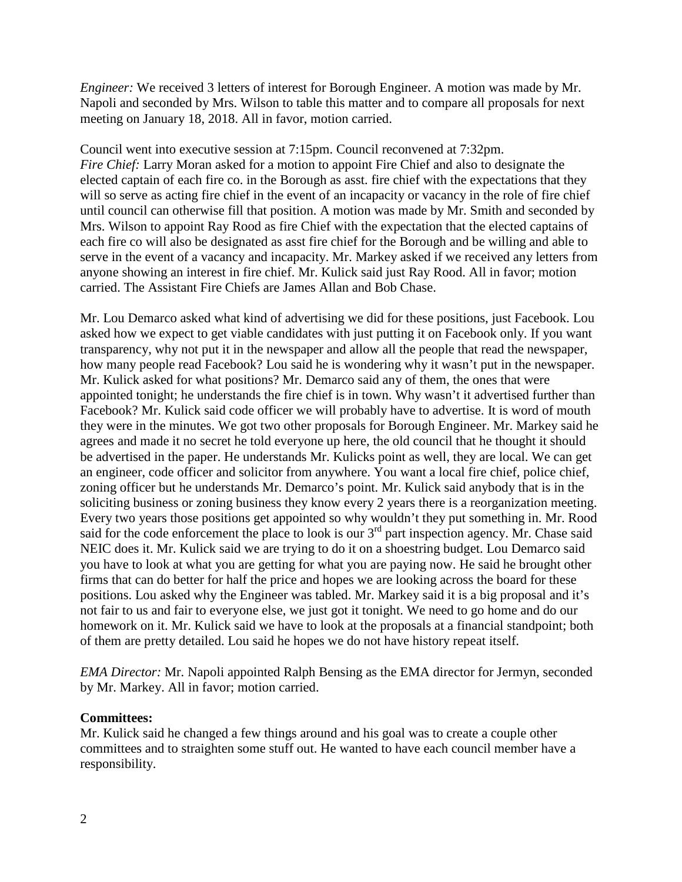*Engineer:* We received 3 letters of interest for Borough Engineer. A motion was made by Mr. Napoli and seconded by Mrs. Wilson to table this matter and to compare all proposals for next meeting on January 18, 2018. All in favor, motion carried.

Council went into executive session at 7:15pm. Council reconvened at 7:32pm.
*Fire Chief:* Larry Moran asked for a motion to appoint Fire Chief and also to designate the elected captain of each fire co. in the Borough as asst. fire chief with the expectations that they will so serve as acting fire chief in the event of an incapacity or vacancy in the role of fire chief until council can otherwise fill that position. A motion was made by Mr. Smith and seconded by Mrs. Wilson to appoint Ray Rood as fire Chief with the expectation that the elected captains of each fire co will also be designated as asst fire chief for the Borough and be willing and able to serve in the event of a vacancy and incapacity. Mr. Markey asked if we received any letters from anyone showing an interest in fire chief. Mr. Kulick said just Ray Rood. All in favor; motion carried. The Assistant Fire Chiefs are James Allan and Bob Chase.

Mr. Lou Demarco asked what kind of advertising we did for these positions, just Facebook. Lou asked how we expect to get viable candidates with just putting it on Facebook only. If you want transparency, why not put it in the newspaper and allow all the people that read the newspaper, how many people read Facebook? Lou said he is wondering why it wasn't put in the newspaper. Mr. Kulick asked for what positions? Mr. Demarco said any of them, the ones that were appointed tonight; he understands the fire chief is in town. Why wasn't it advertised further than Facebook? Mr. Kulick said code officer we will probably have to advertise. It is word of mouth they were in the minutes. We got two other proposals for Borough Engineer. Mr. Markey said he agrees and made it no secret he told everyone up here, the old council that he thought it should be advertised in the paper. He understands Mr. Kulicks point as well, they are local. We can get an engineer, code officer and solicitor from anywhere. You want a local fire chief, police chief, zoning officer but he understands Mr. Demarco's point. Mr. Kulick said anybody that is in the soliciting business or zoning business they know every 2 years there is a reorganization meeting. Every two years those positions get appointed so why wouldn't they put something in. Mr. Rood said for the code enforcement the place to look is our 3rd part inspection agency. Mr. Chase said NEIC does it. Mr. Kulick said we are trying to do it on a shoestring budget. Lou Demarco said you have to look at what you are getting for what you are paying now. He said he brought other firms that can do better for half the price and hopes we are looking across the board for these positions. Lou asked why the Engineer was tabled. Mr. Markey said it is a big proposal and it's not fair to us and fair to everyone else, we just got it tonight. We need to go home and do our homework on it. Mr. Kulick said we have to look at the proposals at a financial standpoint; both of them are pretty detailed. Lou said he hopes we do not have history repeat itself.

*EMA Director:* Mr. Napoli appointed Ralph Bensing as the EMA director for Jermyn, seconded by Mr. Markey. All in favor; motion carried.

**Committees:**
Mr. Kulick said he changed a few things around and his goal was to create a couple other committees and to straighten some stuff out. He wanted to have each council member have a responsibility.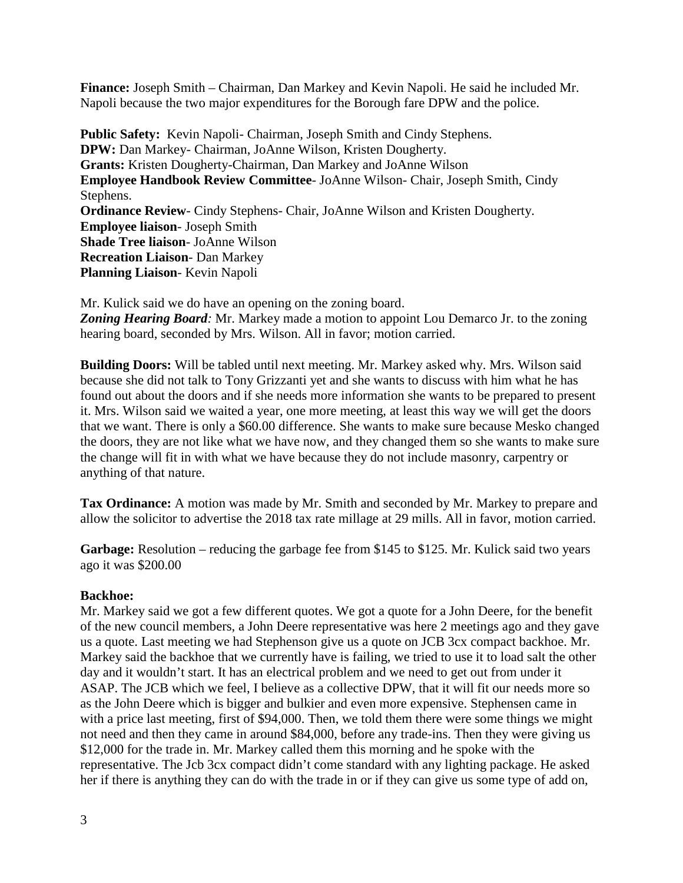**Finance:** Joseph Smith – Chairman, Dan Markey and Kevin Napoli. He said he included Mr. Napoli because the two major expenditures for the Borough fare DPW and the police.

**Public Safety:** Kevin Napoli- Chairman, Joseph Smith and Cindy Stephens.
**DPW:** Dan Markey- Chairman, JoAnne Wilson, Kristen Dougherty.
**Grants:** Kristen Dougherty-Chairman, Dan Markey and JoAnne Wilson
**Employee Handbook Review Committee**- JoAnne Wilson- Chair, Joseph Smith, Cindy Stephens.
**Ordinance Review**- Cindy Stephens- Chair, JoAnne Wilson and Kristen Dougherty.
**Employee liaison**- Joseph Smith
**Shade Tree liaison**- JoAnne Wilson
**Recreation Liaison**- Dan Markey
**Planning Liaison**- Kevin Napoli

Mr. Kulick said we do have an opening on the zoning board.
***Zoning Hearing Board**:* Mr. Markey made a motion to appoint Lou Demarco Jr. to the zoning hearing board, seconded by Mrs. Wilson. All in favor; motion carried.

**Building Doors:** Will be tabled until next meeting. Mr. Markey asked why. Mrs. Wilson said because she did not talk to Tony Grizzanti yet and she wants to discuss with him what he has found out about the doors and if she needs more information she wants to be prepared to present it. Mrs. Wilson said we waited a year, one more meeting, at least this way we will get the doors that we want. There is only a $60.00 difference. She wants to make sure because Mesko changed the doors, they are not like what we have now, and they changed them so she wants to make sure the change will fit in with what we have because they do not include masonry, carpentry or anything of that nature.

**Tax Ordinance:** A motion was made by Mr. Smith and seconded by Mr. Markey to prepare and allow the solicitor to advertise the 2018 tax rate millage at 29 mills. All in favor, motion carried.

**Garbage:** Resolution – reducing the garbage fee from $145 to $125. Mr. Kulick said two years ago it was $200.00

**Backhoe:**
Mr. Markey said we got a few different quotes. We got a quote for a John Deere, for the benefit of the new council members, a John Deere representative was here 2 meetings ago and they gave us a quote. Last meeting we had Stephenson give us a quote on JCB 3cx compact backhoe. Mr. Markey said the backhoe that we currently have is failing, we tried to use it to load salt the other day and it wouldn't start. It has an electrical problem and we need to get out from under it ASAP. The JCB which we feel, I believe as a collective DPW, that it will fit our needs more so as the John Deere which is bigger and bulkier and even more expensive. Stephensen came in with a price last meeting, first of $94,000. Then, we told them there were some things we might not need and then they came in around $84,000, before any trade-ins. Then they were giving us $12,000 for the trade in. Mr. Markey called them this morning and he spoke with the representative. The Jcb 3cx compact didn't come standard with any lighting package. He asked her if there is anything they can do with the trade in or if they can give us some type of add on,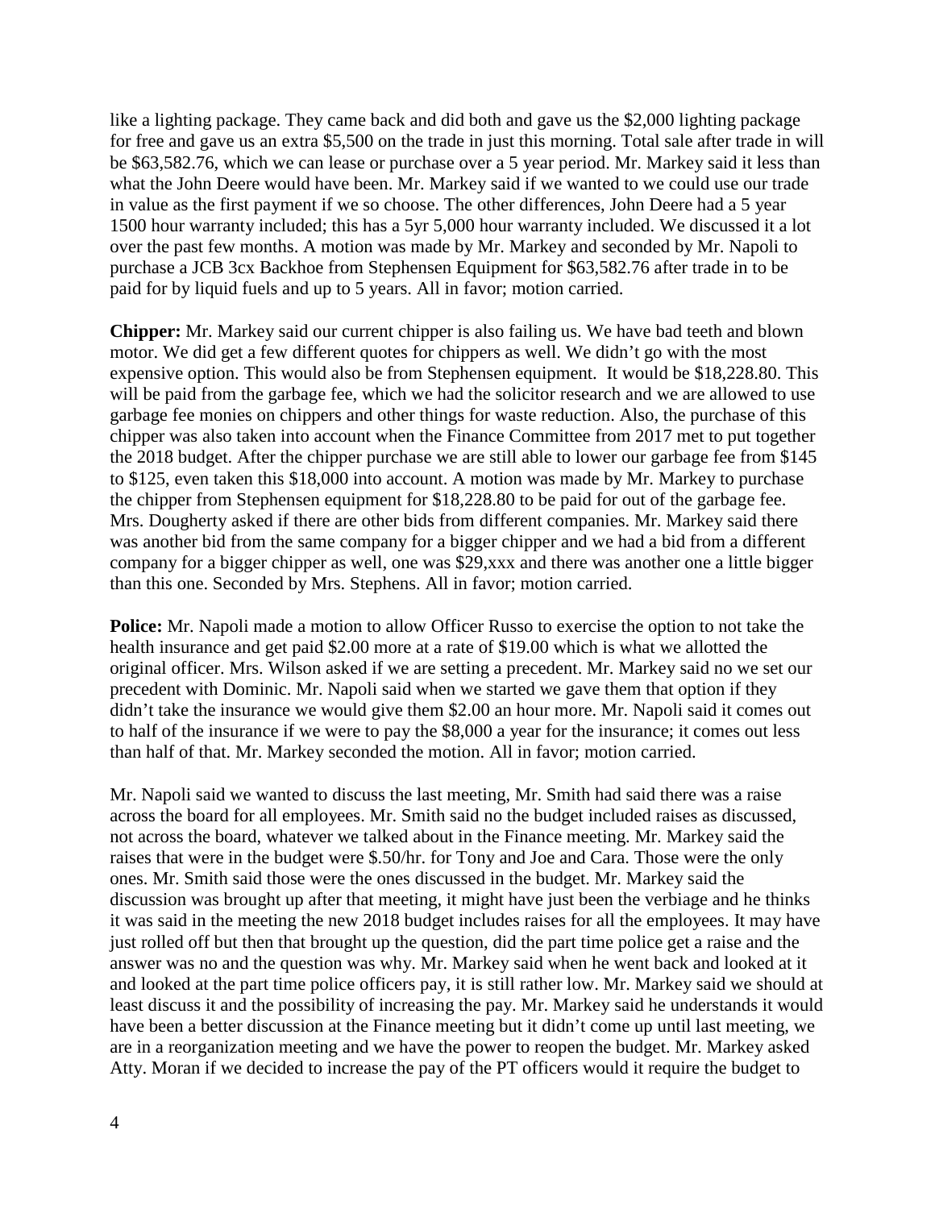like a lighting package. They came back and did both and gave us the $2,000 lighting package for free and gave us an extra $5,500 on the trade in just this morning. Total sale after trade in will be $63,582.76, which we can lease or purchase over a 5 year period. Mr. Markey said it less than what the John Deere would have been. Mr. Markey said if we wanted to we could use our trade in value as the first payment if we so choose. The other differences, John Deere had a 5 year 1500 hour warranty included; this has a 5yr 5,000 hour warranty included. We discussed it a lot over the past few months. A motion was made by Mr. Markey and seconded by Mr. Napoli to purchase a JCB 3cx Backhoe from Stephensen Equipment for $63,582.76 after trade in to be paid for by liquid fuels and up to 5 years. All in favor; motion carried.

**Chipper:** Mr. Markey said our current chipper is also failing us. We have bad teeth and blown motor. We did get a few different quotes for chippers as well. We didn't go with the most expensive option. This would also be from Stephensen equipment. It would be $18,228.80. This will be paid from the garbage fee, which we had the solicitor research and we are allowed to use garbage fee monies on chippers and other things for waste reduction. Also, the purchase of this chipper was also taken into account when the Finance Committee from 2017 met to put together the 2018 budget. After the chipper purchase we are still able to lower our garbage fee from $145 to $125, even taken this $18,000 into account. A motion was made by Mr. Markey to purchase the chipper from Stephensen equipment for $18,228.80 to be paid for out of the garbage fee. Mrs. Dougherty asked if there are other bids from different companies. Mr. Markey said there was another bid from the same company for a bigger chipper and we had a bid from a different company for a bigger chipper as well, one was $29,xxx and there was another one a little bigger than this one. Seconded by Mrs. Stephens. All in favor; motion carried.

**Police:** Mr. Napoli made a motion to allow Officer Russo to exercise the option to not take the health insurance and get paid $2.00 more at a rate of $19.00 which is what we allotted the original officer. Mrs. Wilson asked if we are setting a precedent. Mr. Markey said no we set our precedent with Dominic. Mr. Napoli said when we started we gave them that option if they didn't take the insurance we would give them $2.00 an hour more. Mr. Napoli said it comes out to half of the insurance if we were to pay the $8,000 a year for the insurance; it comes out less than half of that. Mr. Markey seconded the motion. All in favor; motion carried.

Mr. Napoli said we wanted to discuss the last meeting, Mr. Smith had said there was a raise across the board for all employees. Mr. Smith said no the budget included raises as discussed, not across the board, whatever we talked about in the Finance meeting. Mr. Markey said the raises that were in the budget were $.50/hr. for Tony and Joe and Cara. Those were the only ones. Mr. Smith said those were the ones discussed in the budget. Mr. Markey said the discussion was brought up after that meeting, it might have just been the verbiage and he thinks it was said in the meeting the new 2018 budget includes raises for all the employees. It may have just rolled off but then that brought up the question, did the part time police get a raise and the answer was no and the question was why. Mr. Markey said when he went back and looked at it and looked at the part time police officers pay, it is still rather low. Mr. Markey said we should at least discuss it and the possibility of increasing the pay. Mr. Markey said he understands it would have been a better discussion at the Finance meeting but it didn't come up until last meeting, we are in a reorganization meeting and we have the power to reopen the budget. Mr. Markey asked Atty. Moran if we decided to increase the pay of the PT officers would it require the budget to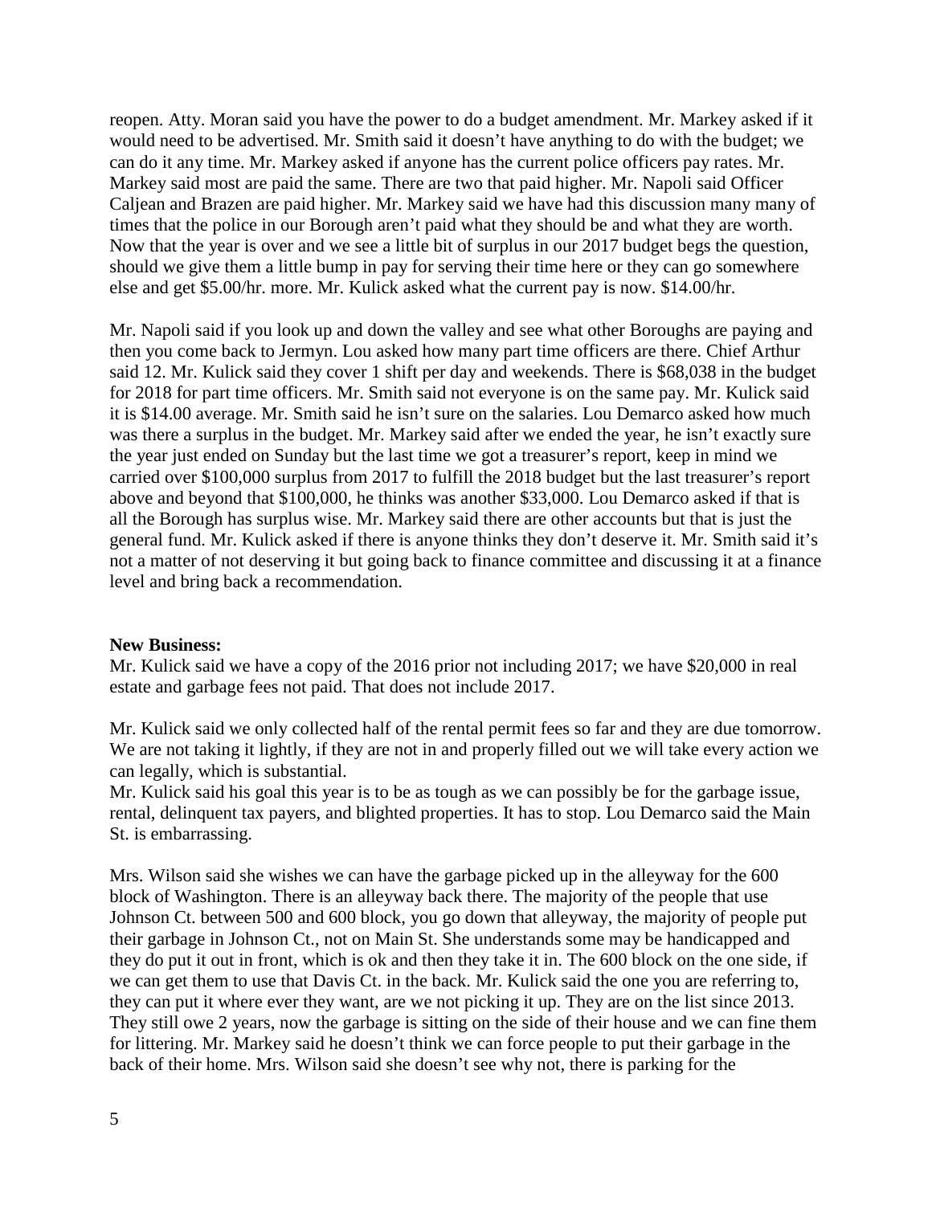reopen. Atty. Moran said you have the power to do a budget amendment. Mr. Markey asked if it would need to be advertised. Mr. Smith said it doesn't have anything to do with the budget; we can do it any time. Mr. Markey asked if anyone has the current police officers pay rates. Mr. Markey said most are paid the same. There are two that paid higher. Mr. Napoli said Officer Caljean and Brazen are paid higher. Mr. Markey said we have had this discussion many many of times that the police in our Borough aren't paid what they should be and what they are worth. Now that the year is over and we see a little bit of surplus in our 2017 budget begs the question, should we give them a little bump in pay for serving their time here or they can go somewhere else and get $5.00/hr. more. Mr. Kulick asked what the current pay is now. $14.00/hr.

Mr. Napoli said if you look up and down the valley and see what other Boroughs are paying and then you come back to Jermyn. Lou asked how many part time officers are there. Chief Arthur said 12. Mr. Kulick said they cover 1 shift per day and weekends. There is $68,038 in the budget for 2018 for part time officers. Mr. Smith said not everyone is on the same pay. Mr. Kulick said it is $14.00 average. Mr. Smith said he isn't sure on the salaries. Lou Demarco asked how much was there a surplus in the budget. Mr. Markey said after we ended the year, he isn't exactly sure the year just ended on Sunday but the last time we got a treasurer's report, keep in mind we carried over $100,000 surplus from 2017 to fulfill the 2018 budget but the last treasurer's report above and beyond that $100,000, he thinks was another $33,000. Lou Demarco asked if that is all the Borough has surplus wise. Mr. Markey said there are other accounts but that is just the general fund. Mr. Kulick asked if there is anyone thinks they don't deserve it. Mr. Smith said it's not a matter of not deserving it but going back to finance committee and discussing it at a finance level and bring back a recommendation.

**New Business:**

Mr. Kulick said we have a copy of the 2016 prior not including 2017; we have $20,000 in real estate and garbage fees not paid. That does not include 2017.

Mr. Kulick said we only collected half of the rental permit fees so far and they are due tomorrow. We are not taking it lightly, if they are not in and properly filled out we will take every action we can legally, which is substantial.

Mr. Kulick said his goal this year is to be as tough as we can possibly be for the garbage issue, rental, delinquent tax payers, and blighted properties. It has to stop. Lou Demarco said the Main St. is embarrassing.

Mrs. Wilson said she wishes we can have the garbage picked up in the alleyway for the 600 block of Washington. There is an alleyway back there. The majority of the people that use Johnson Ct. between 500 and 600 block, you go down that alleyway, the majority of people put their garbage in Johnson Ct., not on Main St. She understands some may be handicapped and they do put it out in front, which is ok and then they take it in. The 600 block on the one side, if we can get them to use that Davis Ct. in the back. Mr. Kulick said the one you are referring to, they can put it where ever they want, are we not picking it up. They are on the list since 2013. They still owe 2 years, now the garbage is sitting on the side of their house and we can fine them for littering. Mr. Markey said he doesn't think we can force people to put their garbage in the back of their home. Mrs. Wilson said she doesn't see why not, there is parking for the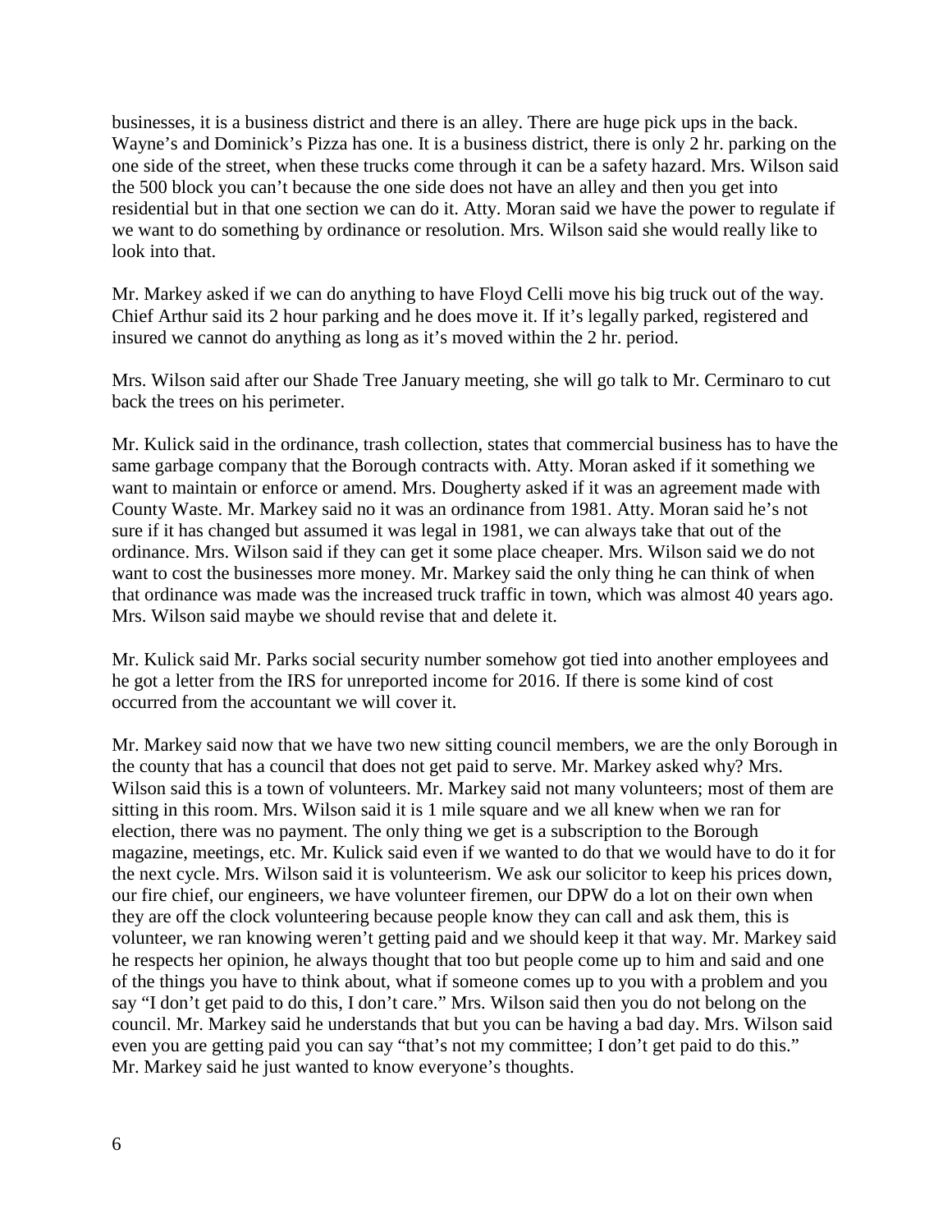businesses, it is a business district and there is an alley. There are huge pick ups in the back. Wayne's and Dominick's Pizza has one. It is a business district, there is only 2 hr. parking on the one side of the street, when these trucks come through it can be a safety hazard. Mrs. Wilson said the 500 block you can't because the one side does not have an alley and then you get into residential but in that one section we can do it. Atty. Moran said we have the power to regulate if we want to do something by ordinance or resolution. Mrs. Wilson said she would really like to look into that.

Mr. Markey asked if we can do anything to have Floyd Celli move his big truck out of the way. Chief Arthur said its 2 hour parking and he does move it. If it's legally parked, registered and insured we cannot do anything as long as it's moved within the 2 hr. period.

Mrs. Wilson said after our Shade Tree January meeting, she will go talk to Mr. Cerminaro to cut back the trees on his perimeter.

Mr. Kulick said in the ordinance, trash collection, states that commercial business has to have the same garbage company that the Borough contracts with. Atty. Moran asked if it something we want to maintain or enforce or amend. Mrs. Dougherty asked if it was an agreement made with County Waste. Mr. Markey said no it was an ordinance from 1981. Atty. Moran said he's not sure if it has changed but assumed it was legal in 1981, we can always take that out of the ordinance. Mrs. Wilson said if they can get it some place cheaper. Mrs. Wilson said we do not want to cost the businesses more money. Mr. Markey said the only thing he can think of when that ordinance was made was the increased truck traffic in town, which was almost 40 years ago. Mrs. Wilson said maybe we should revise that and delete it.

Mr. Kulick said Mr. Parks social security number somehow got tied into another employees and he got a letter from the IRS for unreported income for 2016. If there is some kind of cost occurred from the accountant we will cover it.

Mr. Markey said now that we have two new sitting council members, we are the only Borough in the county that has a council that does not get paid to serve. Mr. Markey asked why? Mrs. Wilson said this is a town of volunteers. Mr. Markey said not many volunteers; most of them are sitting in this room. Mrs. Wilson said it is 1 mile square and we all knew when we ran for election, there was no payment. The only thing we get is a subscription to the Borough magazine, meetings, etc. Mr. Kulick said even if we wanted to do that we would have to do it for the next cycle. Mrs. Wilson said it is volunteerism. We ask our solicitor to keep his prices down, our fire chief, our engineers, we have volunteer firemen, our DPW do a lot on their own when they are off the clock volunteering because people know they can call and ask them, this is volunteer, we ran knowing weren't getting paid and we should keep it that way. Mr. Markey said he respects her opinion, he always thought that too but people come up to him and said and one of the things you have to think about, what if someone comes up to you with a problem and you say "I don't get paid to do this, I don't care." Mrs. Wilson said then you do not belong on the council. Mr. Markey said he understands that but you can be having a bad day. Mrs. Wilson said even you are getting paid you can say "that's not my committee; I don't get paid to do this." Mr. Markey said he just wanted to know everyone's thoughts.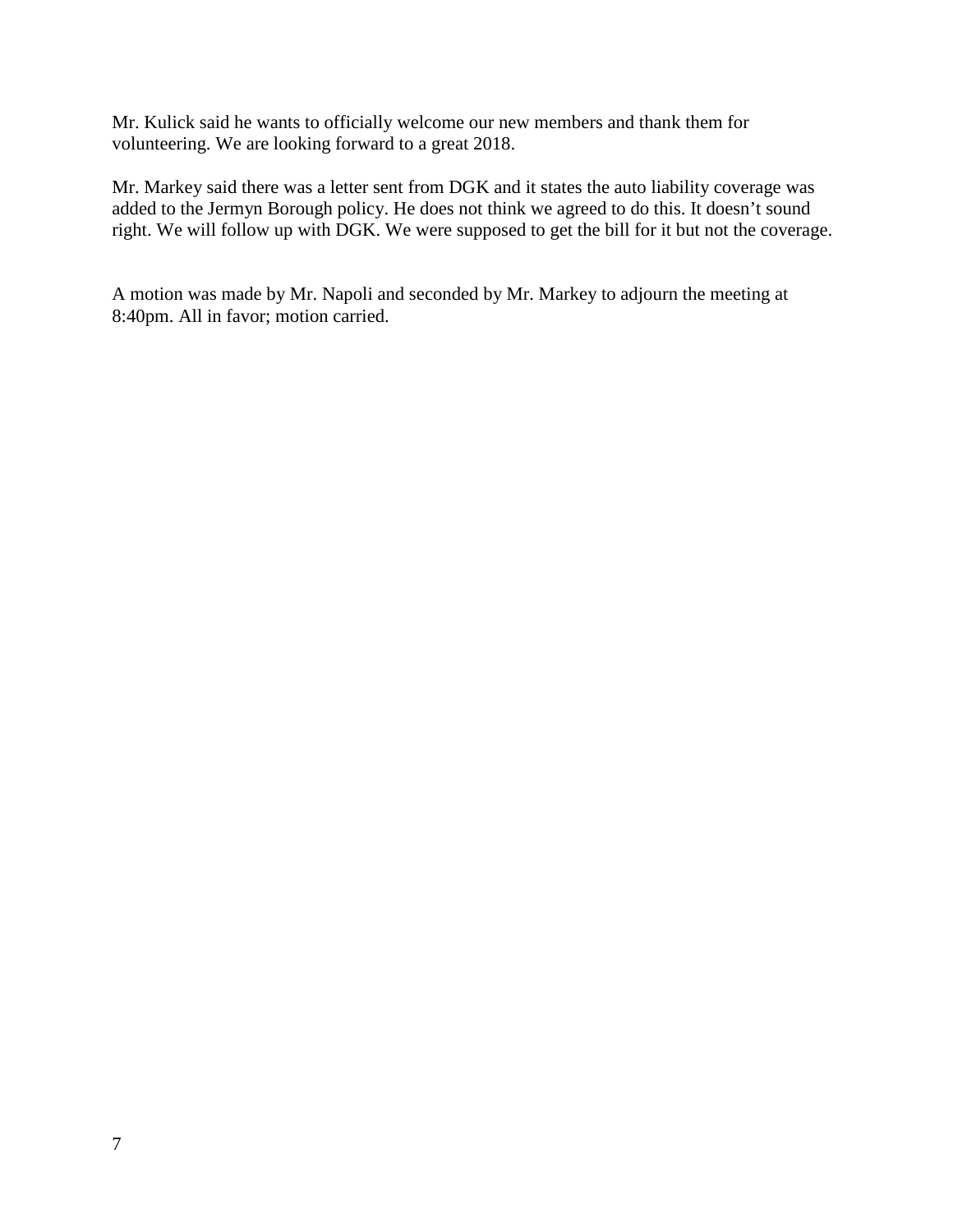Mr. Kulick said he wants to officially welcome our new members and thank them for volunteering. We are looking forward to a great 2018.

Mr. Markey said there was a letter sent from DGK and it states the auto liability coverage was added to the Jermyn Borough policy. He does not think we agreed to do this. It doesn't sound right. We will follow up with DGK. We were supposed to get the bill for it but not the coverage.

A motion was made by Mr. Napoli and seconded by Mr. Markey to adjourn the meeting at 8:40pm. All in favor; motion carried.